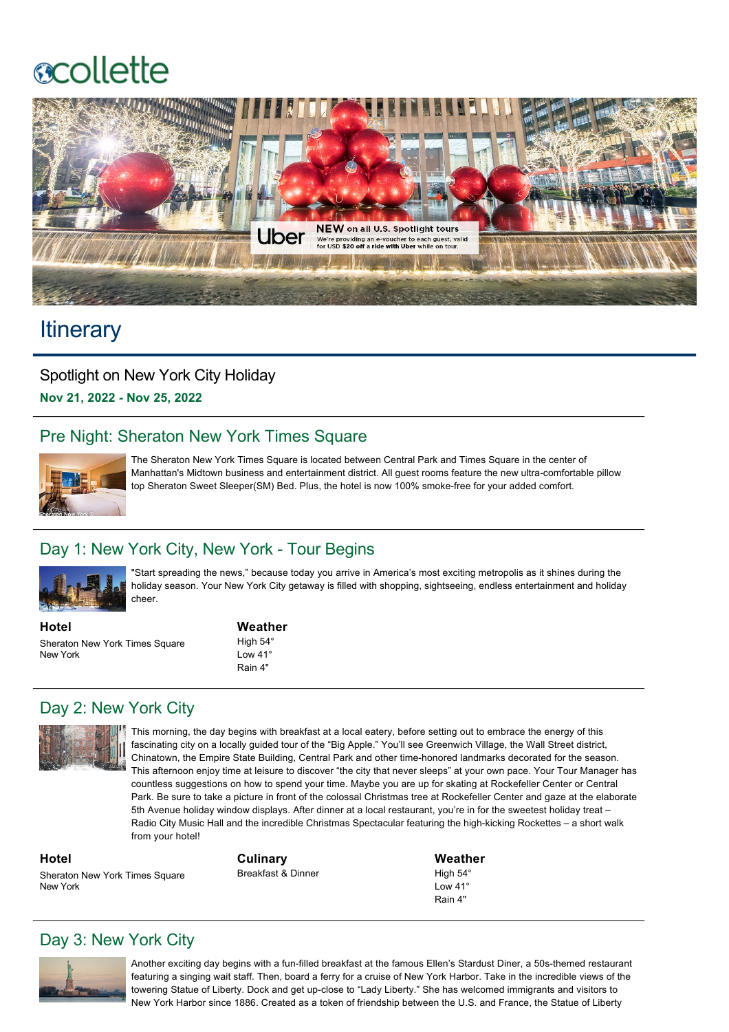collette

Uber **NEW** on all U.S. Spotlight tours
We're providing an e-voucher to each guest, valid for USD **$20 off** a ride with Uber while on tour.

# Itinerary

## Spotlight on New York City Holiday

**Nov 21, 2022 - Nov 25, 2022**

## Pre Night: Sheraton New York Times Square

The Sheraton New York Times Square is located between Central Park and Times Square in the center of Manhattan's Midtown business and entertainment district. All guest rooms feature the new ultra-comfortable pillow top Sheraton Sweet Sleeper(SM) Bed. Plus, the hotel is now 100% smoke-free for your added comfort.

## Day 1: New York City, New York - Tour Begins

"Start spreading the news," because today you arrive in America's most exciting metropolis as it shines during the holiday season. Your New York City getaway is filled with shopping, sightseeing, endless entertainment and holiday cheer.

**Hotel**
Sheraton New York Times Square
New York

**Weather**
High 54°
Low 41°
Rain 4"

## Day 2: New York City

This morning, the day begins with breakfast at a local eatery, before setting out to embrace the energy of this fascinating city on a locally guided tour of the "Big Apple." You'll see Greenwich Village, the Wall Street district, Chinatown, the Empire State Building, Central Park and other time-honored landmarks decorated for the season. This afternoon enjoy time at leisure to discover "the city that never sleeps" at your own pace. Your Tour Manager has countless suggestions on how to spend your time. Maybe you are up for skating at Rockefeller Center or Central Park. Be sure to take a picture in front of the colossal Christmas tree at Rockefeller Center and gaze at the elaborate 5th Avenue holiday window displays. After dinner at a local restaurant, you're in for the sweetest holiday treat – Radio City Music Hall and the incredible Christmas Spectacular featuring the high-kicking Rockettes – a short walk from your hotel!

**Hotel**
Sheraton New York Times Square
New York

**Culinary**
Breakfast & Dinner

**Weather**
High 54°
Low 41°
Rain 4"

## Day 3: New York City

Another exciting day begins with a fun-filled breakfast at the famous Ellen's Stardust Diner, a 50s-themed restaurant featuring a singing wait staff. Then, board a ferry for a cruise of New York Harbor. Take in the incredible views of the towering Statue of Liberty. Dock and get up-close to "Lady Liberty." She has welcomed immigrants and visitors to New York Harbor since 1886. Created as a token of friendship between the U.S. and France, the Statue of Liberty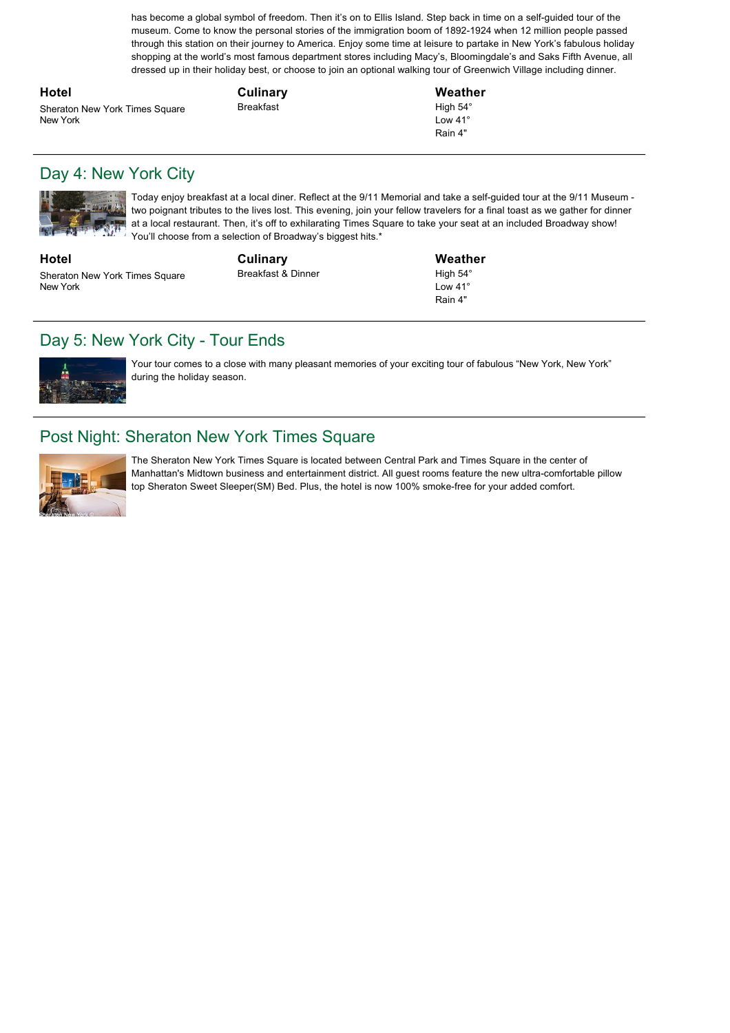has become a global symbol of freedom. Then it's on to Ellis Island. Step back in time on a self-guided tour of the museum. Come to know the personal stories of the immigration boom of 1892-1924 when 12 million people passed through this station on their journey to America. Enjoy some time at leisure to partake in New York's fabulous holiday shopping at the world's most famous department stores including Macy's, Bloomingdale's and Saks Fifth Avenue, all dressed up in their holiday best, or choose to join an optional walking tour of Greenwich Village including dinner.

**Hotel**
Sheraton New York Times Square
New York

**Culinary**
Breakfast

**Weather**
High 54°
Low 41°
Rain 4"

## Day 4: New York City

Today enjoy breakfast at a local diner. Reflect at the 9/11 Memorial and take a self-guided tour at the 9/11 Museum - two poignant tributes to the lives lost. This evening, join your fellow travelers for a final toast as we gather for dinner at a local restaurant. Then, it's off to exhilarating Times Square to take your seat at an included Broadway show! You'll choose from a selection of Broadway's biggest hits.*

**Hotel**
Sheraton New York Times Square
New York

**Culinary**
Breakfast & Dinner

**Weather**
High 54°
Low 41°
Rain 4"

## Day 5: New York City - Tour Ends

Your tour comes to a close with many pleasant memories of your exciting tour of fabulous "New York, New York" during the holiday season.

## Post Night: Sheraton New York Times Square

The Sheraton New York Times Square is located between Central Park and Times Square in the center of Manhattan's Midtown business and entertainment district. All guest rooms feature the new ultra-comfortable pillow top Sheraton Sweet Sleeper(SM) Bed. Plus, the hotel is now 100% smoke-free for your added comfort.